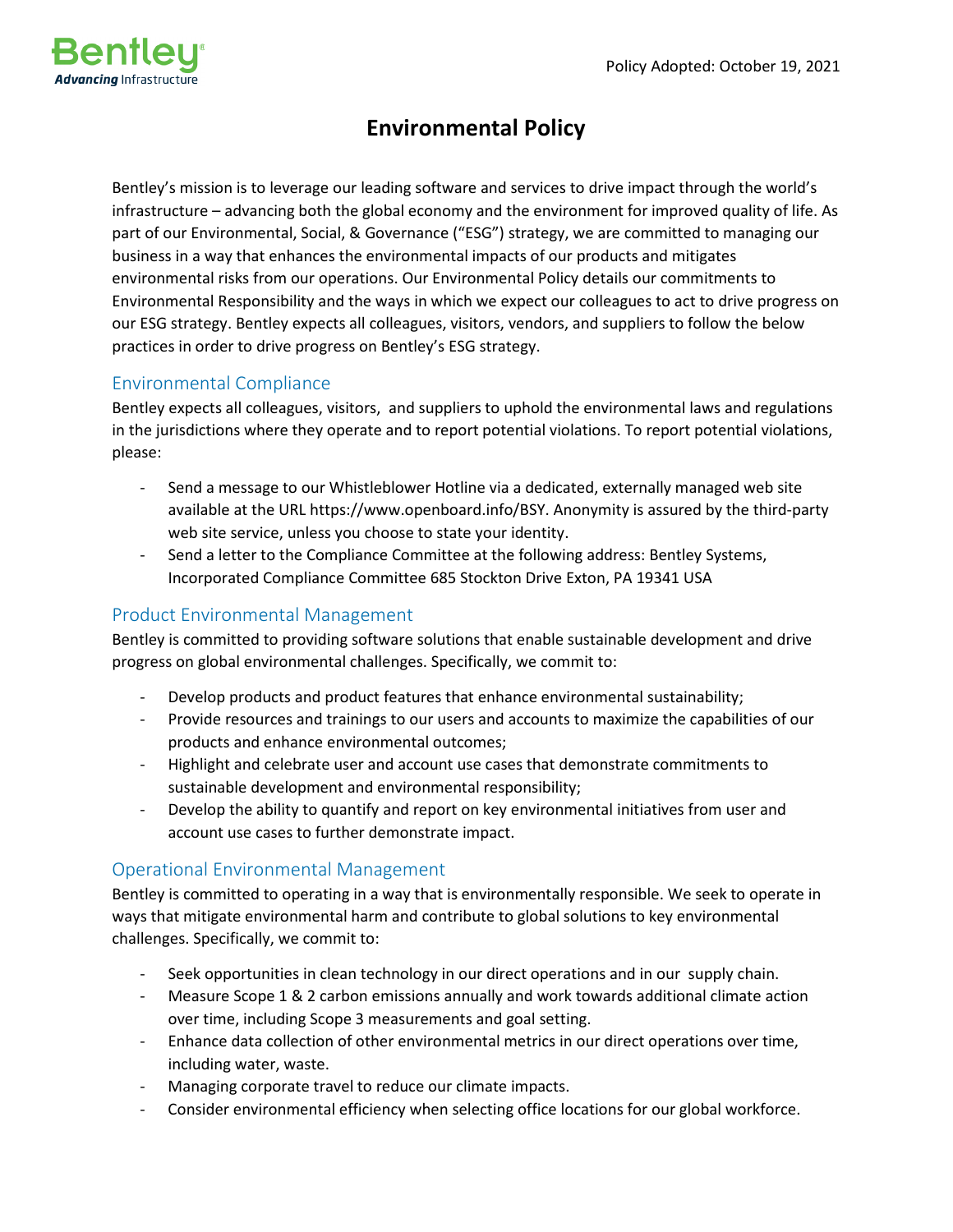Policy Adopted: October 19, 2021

# Environmental Policy

Bentley's mission is to leverage our leading software and services to drive impact through the world's infrastructure – advancing both the global economy and the environment for improved quality of life. As part of our Environmental, Social, & Governance ("ESG") strategy, we are committed to managing our business in a way that enhances the environmental impacts of our products and mitigates environmental risks from our operations. Our Environmental Policy details our commitments to Environmental Responsibility and the ways in which we expect our colleagues to act to drive progress on our ESG strategy. Bentley expects all colleagues, visitors, vendors, and suppliers to follow the below practices in order to drive progress on Bentley's ESG strategy.

## Environmental Compliance

Bentley expects all colleagues, visitors, and suppliers to uphold the environmental laws and regulations in the jurisdictions where they operate and to report potential violations. To report potential violations, please:

- Send a message to our Whistleblower Hotline via a dedicated, externally managed web site available at the URL https://www.openboard.info/BSY. Anonymity is assured by the third-party web site service, unless you choose to state your identity.
- Send a letter to the Compliance Committee at the following address: Bentley Systems, Incorporated Compliance Committee 685 Stockton Drive Exton, PA 19341 USA

## Product Environmental Management

Bentley is committed to providing software solutions that enable sustainable development and drive progress on global environmental challenges. Specifically, we commit to:

- Develop products and product features that enhance environmental sustainability;
- Provide resources and trainings to our users and accounts to maximize the capabilities of our products and enhance environmental outcomes;
- Highlight and celebrate user and account use cases that demonstrate commitments to sustainable development and environmental responsibility;
- Develop the ability to quantify and report on key environmental initiatives from user and account use cases to further demonstrate impact.

## Operational Environmental Management

Bentley is committed to operating in a way that is environmentally responsible. We seek to operate in ways that mitigate environmental harm and contribute to global solutions to key environmental challenges. Specifically, we commit to:

- Seek opportunities in clean technology in our direct operations and in our supply chain.
- Measure Scope 1 & 2 carbon emissions annually and work towards additional climate action over time, including Scope 3 measurements and goal setting.
- Enhance data collection of other environmental metrics in our direct operations over time, including water, waste.
- Managing corporate travel to reduce our climate impacts.
- Consider environmental efficiency when selecting office locations for our global workforce.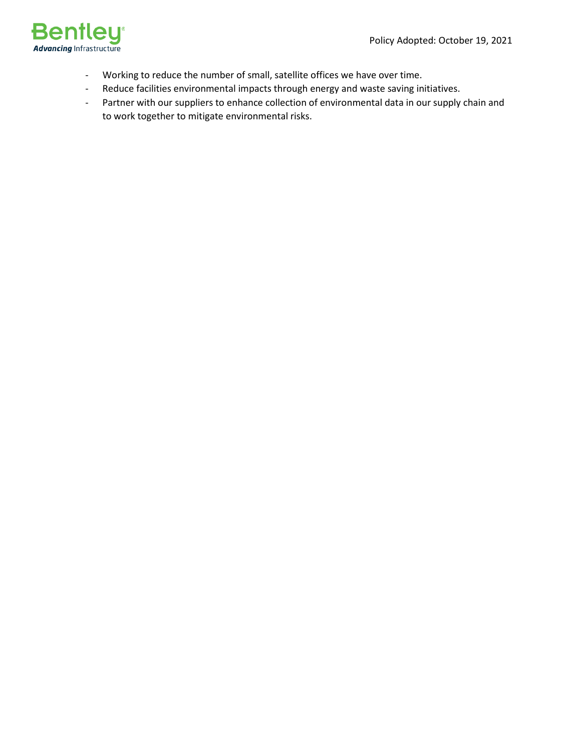- Working to reduce the number of small, satellite offices we have over time.
- Reduce facilities environmental impacts through energy and waste saving initiatives.
- Partner with our suppliers to enhance collection of environmental data in our supply chain and to work together to mitigate environmental risks.